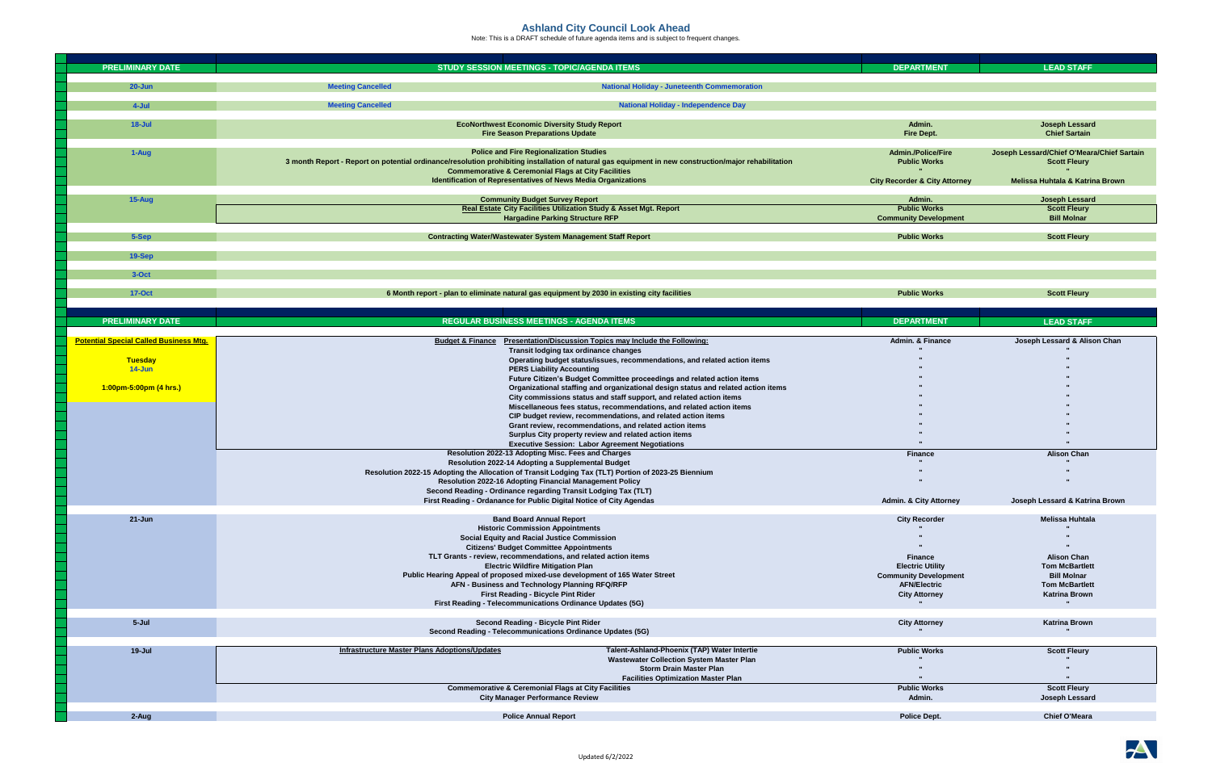# Ashland City Council Look Ahead

Note: This is a DRAFT schedule of future agenda items and is subject to frequent changes.

| PRELIMINARY DATE | STUDY SESSION MEETINGS - TOPIC/AGENDA ITEMS | DEPARTMENT | LEAD STAFF |
|---|---|---|---|
| 20-Jun | Meeting Cancelled — National Holiday - Juneteenth Commemoration | | |
| 4-Jul | Meeting Cancelled — National Holiday - Independence Day | | |
| 18-Jul | EcoNorthwest Economic Diversity Study Report | Admin. | Joseph Lessard |
| | Fire Season Preparations Update | Fire Dept. | Chief Sartain |
| 1-Aug | Police and Fire Regionalization Studies | Admin./Police/Fire | Joseph Lessard/Chief O'Meara/Chief Sartain |
| | 3 month Report - Report on potential ordinance/resolution prohibiting installation of natural gas equipment in new construction/major rehabilitation | Public Works | Scott Fleury |
| | Commemorative & Ceremonial Flags at City Facilities | " | " |
| | Identification of Representatives of News Media Organizations | City Recorder & City Attorney | Melissa Huhtala & Katrina Brown |
| 15-Aug | Community Budget Survey Report | Admin. | Joseph Lessard |
| | Real Estate City Facilities Utilization Study & Asset Mgt. Report | Public Works | Scott Fleury |
| | Hargadine Parking Structure RFP | Community Development | Bill Molnar |
| 5-Sep | Contracting Water/Wastewater System Management Staff Report | Public Works | Scott Fleury |
| 19-Sep | | | |
| 3-Oct | | | |
| 17-Oct | 6 Month report - plan to eliminate natural gas equipment by 2030 in existing city facilities | Public Works | Scott Fleury |

| PRELIMINARY DATE | REGULAR BUSINESS MEETINGS - AGENDA ITEMS | DEPARTMENT | LEAD STAFF |
|---|---|---|---|
| Potential Special Called Business Mtg. | Budget & Finance — Presentation/Discussion Topics may Include the Following: | Admin. & Finance | Joseph Lessard & Alison Chan |
| | Transit lodging tax ordinance changes | " | " |
| Tuesday 14-Jun | Operating budget status/issues, recommendations, and related action items | " | " |
| | PERS Liability Accounting | " | " |
| 1:00pm-5:00pm (4 hrs.) | Future Citizen's Budget Committee proceedings and related action items | " | " |
| | Organizational staffing and organizational design status and related action items | " | " |
| | City commissions status and staff support, and related action items | " | " |
| | Miscellaneous fees status, recommendations, and related action items | " | " |
| | CIP budget review, recommendations, and related action items | " | " |
| | Grant review, recommendations, and related action items | " | " |
| | Surplus City property review and related action items | " | " |
| | Executive Session: Labor Agreement Negotiations | " | " |
| | Resolution 2022-13 Adopting Misc. Fees and Charges | Finance | Alison Chan |
| | Resolution 2022-14 Adopting a Supplemental Budget | " | " |
| | Resolution 2022-15 Adopting the Allocation of Transit Lodging Tax (TLT) Portion of 2023-25 Biennium | " | " |
| | Resolution 2022-16 Adopting Financial Management Policy | " | " |
| | Second Reading - Ordinance regarding Transit Lodging Tax (TLT) | | |
| | First Reading - Ordanance for Public Digital Notice of City Agendas | Admin. & City Attorney | Joseph Lessard & Katrina Brown |
| 21-Jun | Band Board Annual Report | City Recorder | Melissa Huhtala |
| | Historic Commission Appointments | " | " |
| | Social Equity and Racial Justice Commission | " | " |
| | Citizens' Budget Committee Appointments | " | " |
| | TLT Grants - review, recommendations, and related action items | Finance | Alison Chan |
| | Electric Wildfire Mitigation Plan | Electric Utility | Tom McBartlett |
| | Public Hearing Appeal of proposed mixed-use development of 165 Water Street | Community Development | Bill Molnar |
| | AFN - Business and Technology Planning RFQ/RFP | AFN/Electric | Tom McBartlett |
| | First Reading - Bicycle Pint Rider | City Attorney | Katrina Brown |
| | First Reading - Telecommunications Ordinance Updates (5G) | " | " |
| 5-Jul | Second Reading - Bicycle Pint Rider | City Attorney | Katrina Brown |
| | Second Reading - Telecommunications Ordinance Updates (5G) | " | " |
| 19-Jul | Infrastructure Master Plans Adoptions/Updates — Talent-Ashland-Phoenix (TAP) Water Intertie | Public Works | Scott Fleury |
| | Wastewater Collection System Master Plan | " | " |
| | Storm Drain Master Plan | " | " |
| | Facilities Optimization Master Plan | " | " |
| | Commemorative & Ceremonial Flags at City Facilities | Public Works | Scott Fleury |
| | City Manager Performance Review | Admin. | Joseph Lessard |
| 2-Aug | Police Annual Report | Police Dept. | Chief O'Meara |

Updated 6/2/2022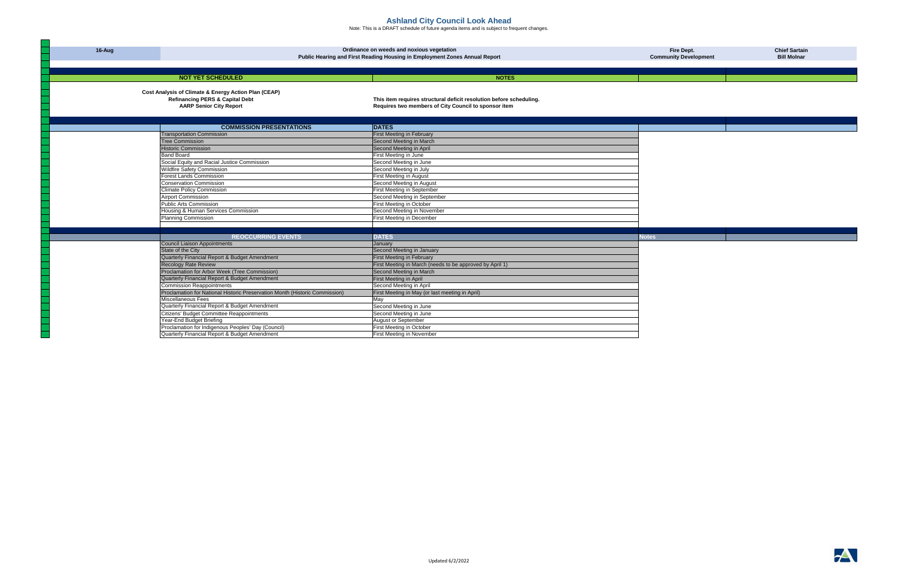# Ashland City Council Look Ahead

Note: This is a DRAFT schedule of future agenda items and is subject to frequent changes.

| | | | |
|---|---|---|---|
| 16-Aug | Ordinance on weeds and noxious vegetation<br>Public Hearing and First Reading Housing in Employment Zones Annual Report | Fire Dept.<br>Community Development | Chief Sartain<br>Bill Molnar |

| NOT YET SCHEDULED | NOTES |
|---|---|
| Cost Analysis of Climate & Energy Action Plan (CEAP) | |
| Refinancing PERS & Capital Debt | This item requires structural deficit resolution before scheduling. |
| AARP Senior City Report | Requires two members of City Council to sponsor item |

| COMMISSION PRESENTATIONS | DATES |
|---|---|
| Transportation Commission | First Meeting in February |
| Tree Commission | Second Meeting in March |
| Historic Commission | Second Meeting in April |
| Band Board | First Meeting in June |
| Social Equity and Racial Justice Commission | Second Meeting in June |
| Wildfire Safety Commission | Second Meeting in July |
| Forest Lands Commission | First Meeting in August |
| Conservation Commission | Second Meeting in August |
| Climate Policy Commission | First Meeting in September |
| Airport Commission | Second Meeting in September |
| Public Arts Commission | First Meeting in October |
| Housing & Human Services Commission | Second Meeting in November |
| Planning Commission | First Meeting in December |

| REOCCURRING EVENTS | DATES | Notes |
|---|---|---|
| Council Liaison Appointments | January | |
| State of the City | Second Meeting in January | |
| Quarterly Financial Report & Budget Amendment | First Meeting in February | |
| Recology Rate Review | First Meeting in March (needs to be approved by April 1) | |
| Proclamation for Arbor Week (Tree Commission) | Second Meeting in March | |
| Quarterly Financial Report & Budget Amendment | First Meeting in April | |
| Commission Reappointments | Second Meeting in April | |
| Proclamation for National Historic Preservation Month (Historic Commission) | First Meeting in May (or last meeting in April) | |
| Miscellaneous Fees | May | |
| Quarterly Financial Report & Budget Amendment | Second Meeting in June | |
| Citizens' Budget Committee Reappointments | Second Meeting in June | |
| Year-End Budget Briefing | August or September | |
| Proclamation for Indigenous Peoples' Day (Council) | First Meeting in October | |
| Quarterly Financial Report & Budget Amendment | First Meeting in November | |

Updated 6/2/2022